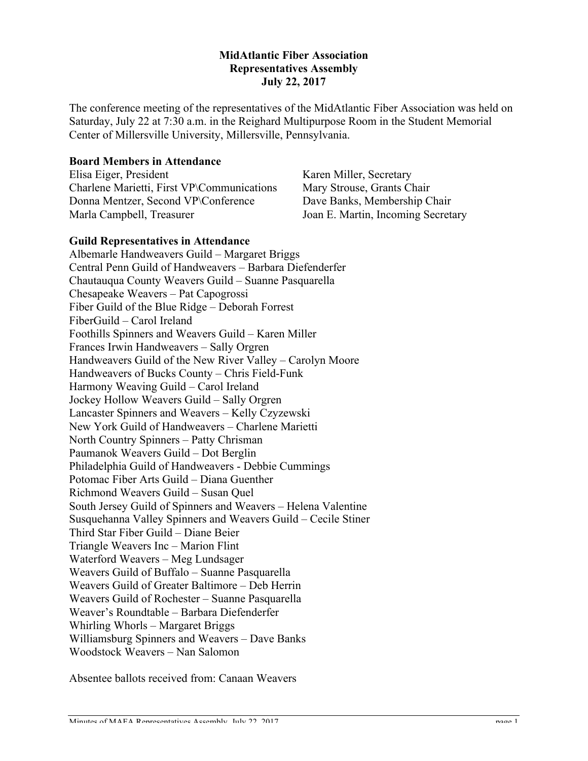**MidAtlantic Fiber Association**
**Representatives Assembly**
**July 22, 2017**

The conference meeting of the representatives of the MidAtlantic Fiber Association was held on Saturday, July 22 at 7:30 a.m. in the Reighard Multipurpose Room in the Student Memorial Center of Millersville University, Millersville, Pennsylvania.

**Board Members in Attendance**

Elisa Eiger, President
Charlene Marietti, First VP\Communications
Donna Mentzer, Second VP\Conference
Marla Campbell, Treasurer
Karen Miller, Secretary
Mary Strouse, Grants Chair
Dave Banks, Membership Chair
Joan E. Martin, Incoming Secretary

**Guild Representatives in Attendance**

Albemarle Handweavers Guild – Margaret Briggs
Central Penn Guild of Handweavers – Barbara Diefenderfer
Chautauqua County Weavers Guild – Suanne Pasquarella
Chesapeake Weavers – Pat Capogrossi
Fiber Guild of the Blue Ridge – Deborah Forrest
FiberGuild – Carol Ireland
Foothills Spinners and Weavers Guild – Karen Miller
Frances Irwin Handweavers – Sally Orgren
Handweavers Guild of the New River Valley – Carolyn Moore
Handweavers of Bucks County – Chris Field-Funk
Harmony Weaving Guild – Carol Ireland
Jockey Hollow Weavers Guild – Sally Orgren
Lancaster Spinners and Weavers – Kelly Czyzewski
New York Guild of Handweavers – Charlene Marietti
North Country Spinners – Patty Chrisman
Paumanok Weavers Guild – Dot Berglin
Philadelphia Guild of Handweavers - Debbie Cummings
Potomac Fiber Arts Guild – Diana Guenther
Richmond Weavers Guild – Susan Quel
South Jersey Guild of Spinners and Weavers – Helena Valentine
Susquehanna Valley Spinners and Weavers Guild – Cecile Stiner
Third Star Fiber Guild – Diane Beier
Triangle Weavers Inc – Marion Flint
Waterford Weavers – Meg Lundsager
Weavers Guild of Buffalo – Suanne Pasquarella
Weavers Guild of Greater Baltimore – Deb Herrin
Weavers Guild of Rochester – Suanne Pasquarella
Weaver's Roundtable – Barbara Diefenderfer
Whirling Whorls – Margaret Briggs
Williamsburg Spinners and Weavers – Dave Banks
Woodstock Weavers – Nan Salomon

Absentee ballots received from: Canaan Weavers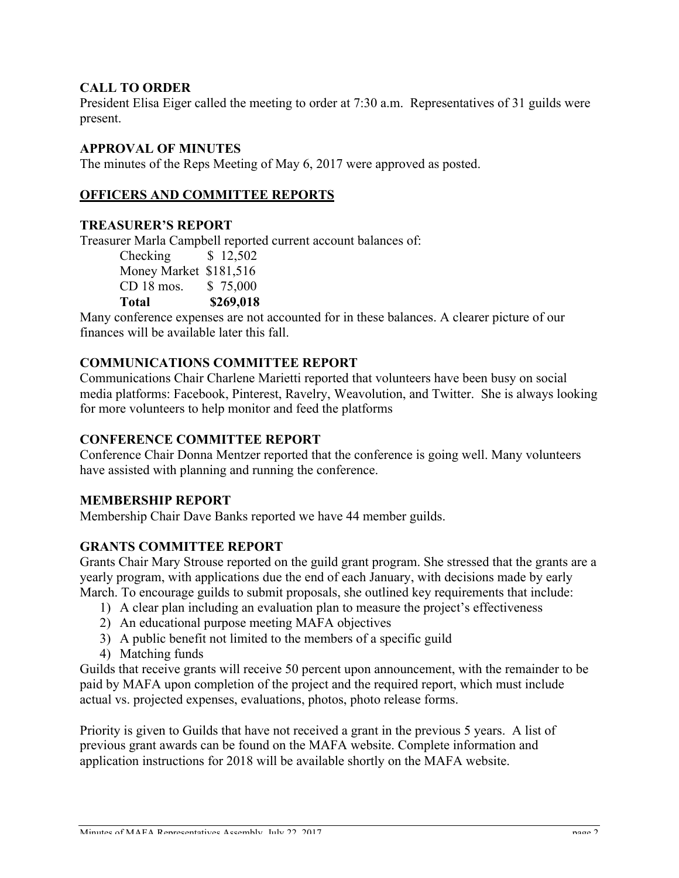**CALL TO ORDER**

President Elisa Eiger called the meeting to order at 7:30 a.m. Representatives of 31 guilds were present.

**APPROVAL OF MINUTES**

The minutes of the Reps Meeting of May 6, 2017 were approved as posted.

**OFFICERS AND COMMITTEE REPORTS**

**TREASURER'S REPORT**

Treasurer Marla Campbell reported current account balances of:

| | |
|---|---|
| Checking | $ 12,502 |
| Money Market | $181,516 |
| CD 18 mos. | $ 75,000 |
| **Total** | **$269,018** |

Many conference expenses are not accounted for in these balances. A clearer picture of our finances will be available later this fall.

**COMMUNICATIONS COMMITTEE REPORT**

Communications Chair Charlene Marietti reported that volunteers have been busy on social media platforms: Facebook, Pinterest, Ravelry, Weavolution, and Twitter. She is always looking for more volunteers to help monitor and feed the platforms

**CONFERENCE COMMITTEE REPORT**

Conference Chair Donna Mentzer reported that the conference is going well. Many volunteers have assisted with planning and running the conference.

**MEMBERSHIP REPORT**

Membership Chair Dave Banks reported we have 44 member guilds.

**GRANTS COMMITTEE REPORT**

Grants Chair Mary Strouse reported on the guild grant program. She stressed that the grants are a yearly program, with applications due the end of each January, with decisions made by early March. To encourage guilds to submit proposals, she outlined key requirements that include:

1) A clear plan including an evaluation plan to measure the project's effectiveness
2) An educational purpose meeting MAFA objectives
3) A public benefit not limited to the members of a specific guild
4) Matching funds

Guilds that receive grants will receive 50 percent upon announcement, with the remainder to be paid by MAFA upon completion of the project and the required report, which must include actual vs. projected expenses, evaluations, photos, photo release forms.

Priority is given to Guilds that have not received a grant in the previous 5 years. A list of previous grant awards can be found on the MAFA website. Complete information and application instructions for 2018 will be available shortly on the MAFA website.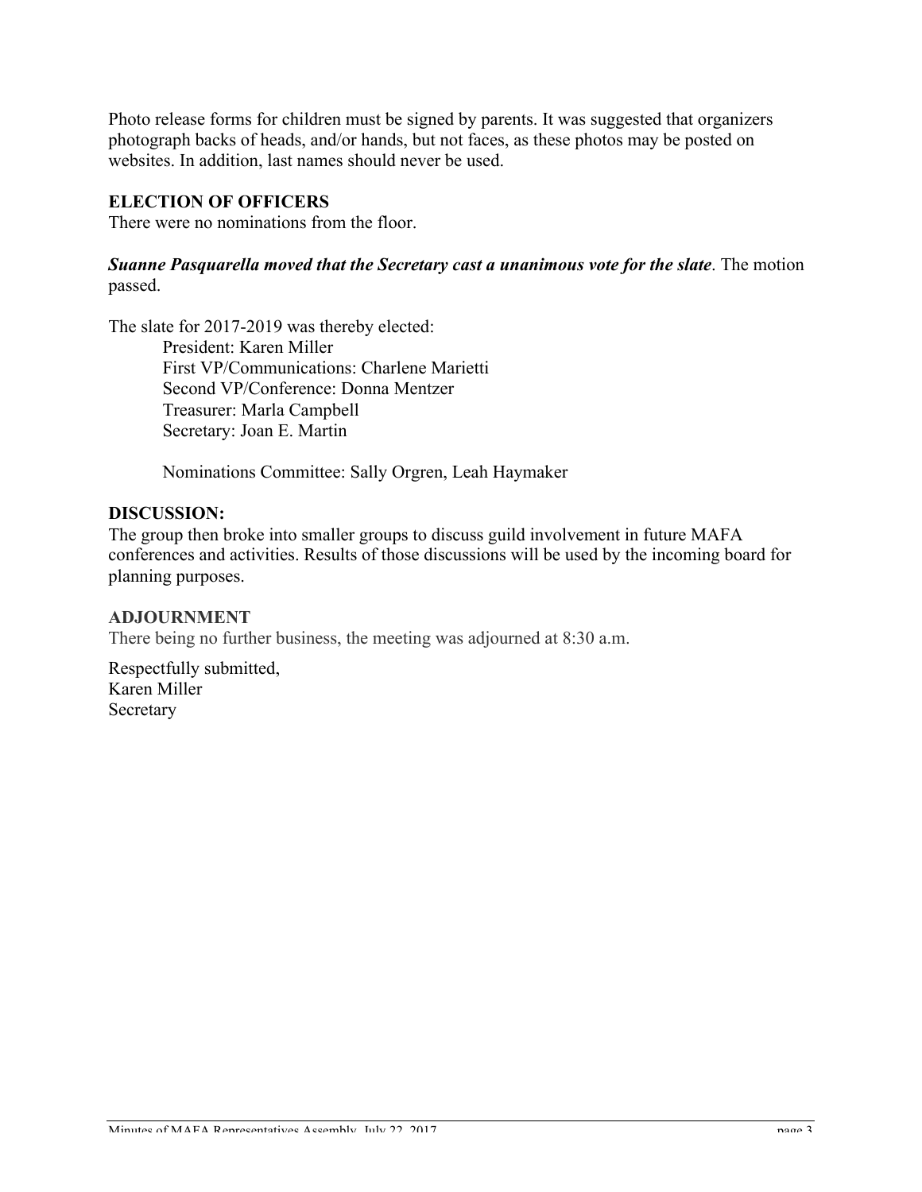Photo release forms for children must be signed by parents. It was suggested that organizers photograph backs of heads, and/or hands, but not faces, as these photos may be posted on websites. In addition, last names should never be used.

**ELECTION OF OFFICERS**

There were no nominations from the floor.

***Suanne Pasquarella moved that the Secretary cast a unanimous vote for the slate***. The motion passed.

The slate for 2017-2019 was thereby elected:

President: Karen Miller
First VP/Communications: Charlene Marietti
Second VP/Conference: Donna Mentzer
Treasurer: Marla Campbell
Secretary: Joan E. Martin

Nominations Committee: Sally Orgren, Leah Haymaker

**DISCUSSION:**

The group then broke into smaller groups to discuss guild involvement in future MAFA conferences and activities. Results of those discussions will be used by the incoming board for planning purposes.

**ADJOURNMENT**

There being no further business, the meeting was adjourned at 8:30 a.m.

Respectfully submitted,
Karen Miller
Secretary